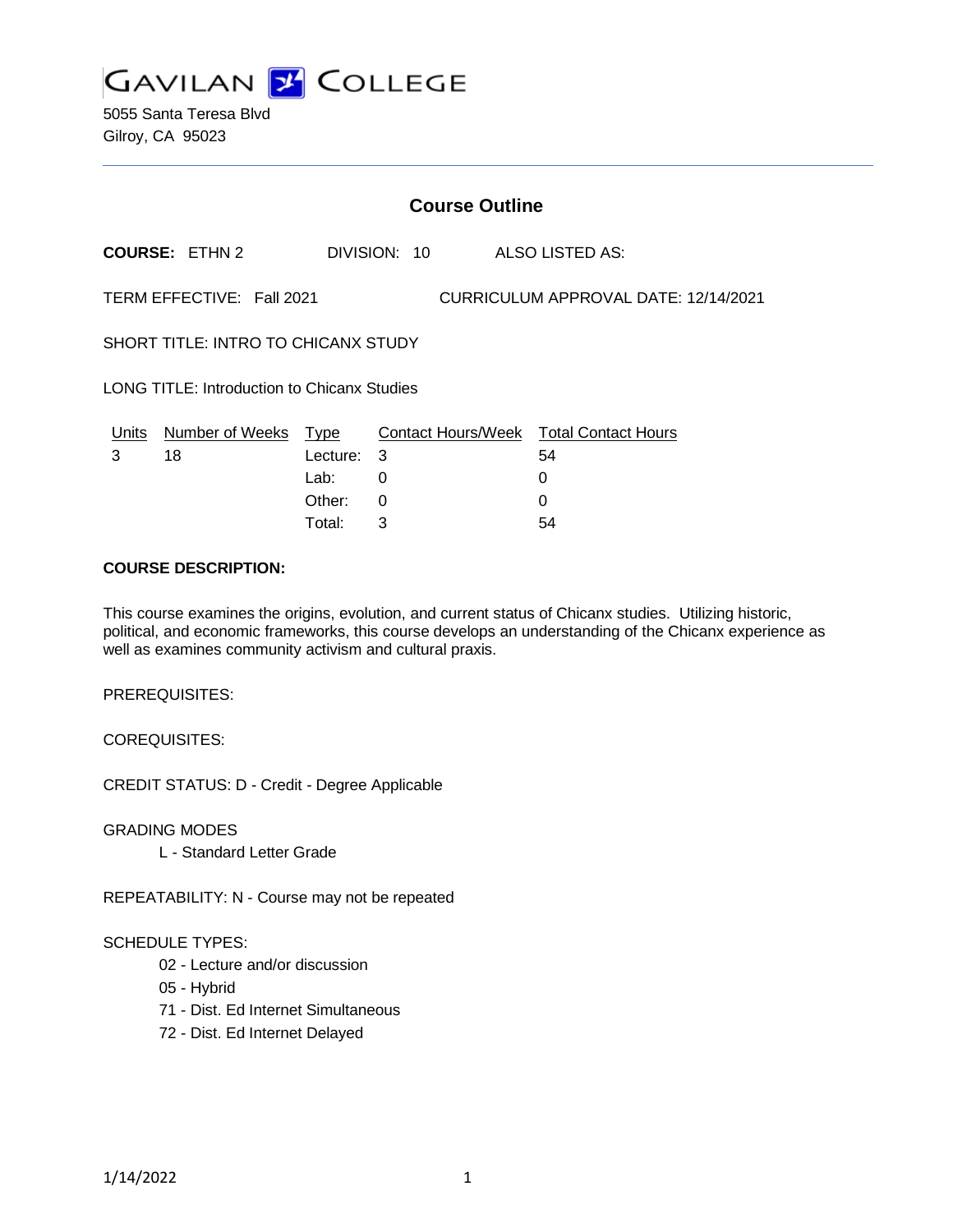GAVILAN COLLEGE

5055 Santa Teresa Blvd
Gilroy, CA 95023

# Course Outline

**COURSE:** ETHN 2 DIVISION: 10 ALSO LISTED AS:

TERM EFFECTIVE: Fall 2021 CURRICULUM APPROVAL DATE: 12/14/2021

SHORT TITLE: INTRO TO CHICANX STUDY

LONG TITLE: Introduction to Chicanx Studies

| Units | Number of Weeks | Type | Contact Hours/Week | Total Contact Hours |
|---|---|---|---|---|
| 3 | 18 | Lecture: | 3 | 54 |
| | | Lab: | 0 | 0 |
| | | Other: | 0 | 0 |
| | | Total: | 3 | 54 |

**COURSE DESCRIPTION:**

This course examines the origins, evolution, and current status of Chicanx studies. Utilizing historic, political, and economic frameworks, this course develops an understanding of the Chicanx experience as well as examines community activism and cultural praxis.

PREREQUISITES:

COREQUISITES:

CREDIT STATUS: D - Credit - Degree Applicable

GRADING MODES

- L - Standard Letter Grade

REPEATABILITY: N - Course may not be repeated

SCHEDULE TYPES:

- 02 - Lecture and/or discussion
- 05 - Hybrid
- 71 - Dist. Ed Internet Simultaneous
- 72 - Dist. Ed Internet Delayed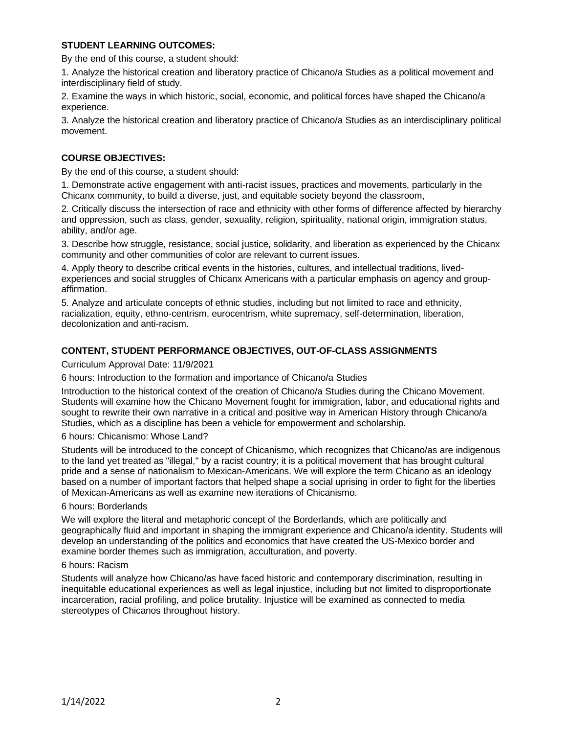**STUDENT LEARNING OUTCOMES:**

By the end of this course, a student should:

1. Analyze the historical creation and liberatory practice of Chicano/a Studies as a political movement and interdisciplinary field of study.

2. Examine the ways in which historic, social, economic, and political forces have shaped the Chicano/a experience.

3. Analyze the historical creation and liberatory practice of Chicano/a Studies as an interdisciplinary political movement.

**COURSE OBJECTIVES:**

By the end of this course, a student should:

1. Demonstrate active engagement with anti-racist issues, practices and movements, particularly in the Chicanx community, to build a diverse, just, and equitable society beyond the classroom,

2. Critically discuss the intersection of race and ethnicity with other forms of difference affected by hierarchy and oppression, such as class, gender, sexuality, religion, spirituality, national origin, immigration status, ability, and/or age.

3. Describe how struggle, resistance, social justice, solidarity, and liberation as experienced by the Chicanx community and other communities of color are relevant to current issues.

4. Apply theory to describe critical events in the histories, cultures, and intellectual traditions, lived-experiences and social struggles of Chicanx Americans with a particular emphasis on agency and group-affirmation.

5. Analyze and articulate concepts of ethnic studies, including but not limited to race and ethnicity, racialization, equity, ethno-centrism, eurocentrism, white supremacy, self-determination, liberation, decolonization and anti-racism.

**CONTENT, STUDENT PERFORMANCE OBJECTIVES, OUT-OF-CLASS ASSIGNMENTS**

Curriculum Approval Date: 11/9/2021

6 hours: Introduction to the formation and importance of Chicano/a Studies

Introduction to the historical context of the creation of Chicano/a Studies during the Chicano Movement. Students will examine how the Chicano Movement fought for immigration, labor, and educational rights and sought to rewrite their own narrative in a critical and positive way in American History through Chicano/a Studies, which as a discipline has been a vehicle for empowerment and scholarship.

6 hours: Chicanismo: Whose Land?

Students will be introduced to the concept of Chicanismo, which recognizes that Chicano/as are indigenous to the land yet treated as "illegal," by a racist country; it is a political movement that has brought cultural pride and a sense of nationalism to Mexican-Americans. We will explore the term Chicano as an ideology based on a number of important factors that helped shape a social uprising in order to fight for the liberties of Mexican-Americans as well as examine new iterations of Chicanismo.

6 hours: Borderlands

We will explore the literal and metaphoric concept of the Borderlands, which are politically and geographically fluid and important in shaping the immigrant experience and Chicano/a identity. Students will develop an understanding of the politics and economics that have created the US-Mexico border and examine border themes such as immigration, acculturation, and poverty.

6 hours: Racism

Students will analyze how Chicano/as have faced historic and contemporary discrimination, resulting in inequitable educational experiences as well as legal injustice, including but not limited to disproportionate incarceration, racial profiling, and police brutality. Injustice will be examined as connected to media stereotypes of Chicanos throughout history.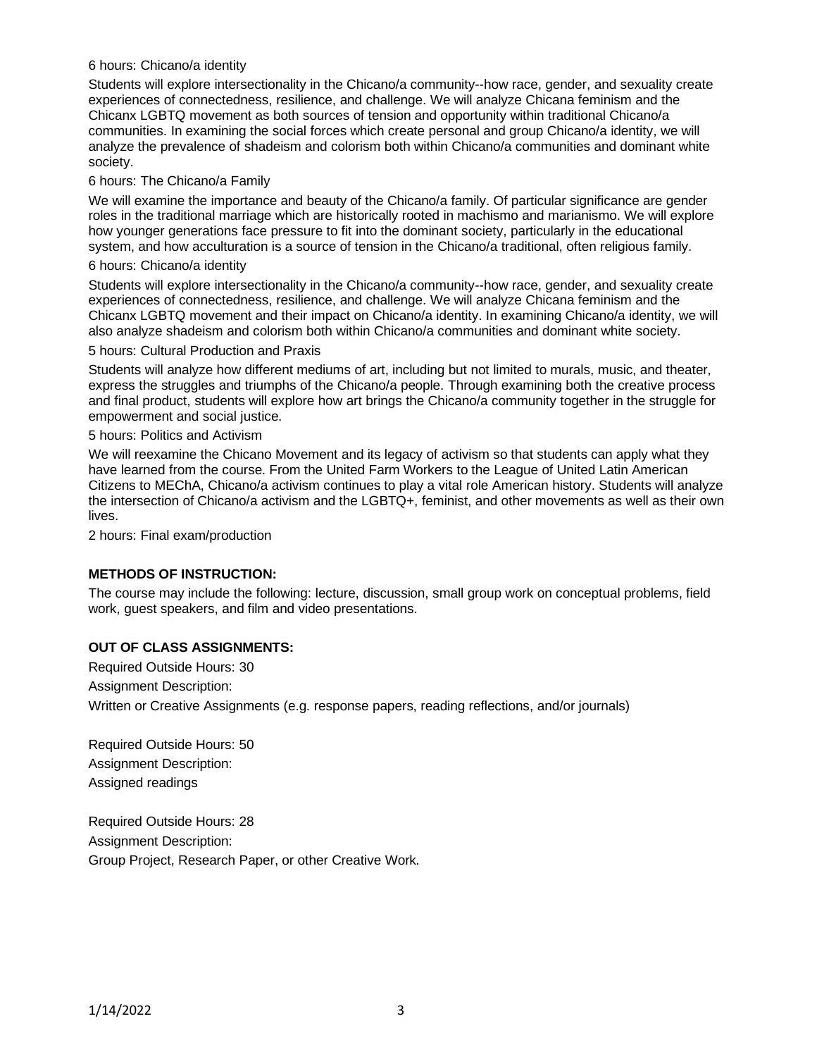6 hours: Chicano/a identity

Students will explore intersectionality in the Chicano/a community--how race, gender, and sexuality create experiences of connectedness, resilience, and challenge. We will analyze Chicana feminism and the Chicanx LGBTQ movement as both sources of tension and opportunity within traditional Chicano/a communities. In examining the social forces which create personal and group Chicano/a identity, we will analyze the prevalence of shadeism and colorism both within Chicano/a communities and dominant white society.

6 hours: The Chicano/a Family

We will examine the importance and beauty of the Chicano/a family. Of particular significance are gender roles in the traditional marriage which are historically rooted in machismo and marianismo. We will explore how younger generations face pressure to fit into the dominant society, particularly in the educational system, and how acculturation is a source of tension in the Chicano/a traditional, often religious family.

6 hours: Chicano/a identity

Students will explore intersectionality in the Chicano/a community--how race, gender, and sexuality create experiences of connectedness, resilience, and challenge. We will analyze Chicana feminism and the Chicanx LGBTQ movement and their impact on Chicano/a identity. In examining Chicano/a identity, we will also analyze shadeism and colorism both within Chicano/a communities and dominant white society.

5 hours: Cultural Production and Praxis

Students will analyze how different mediums of art, including but not limited to murals, music, and theater, express the struggles and triumphs of the Chicano/a people. Through examining both the creative process and final product, students will explore how art brings the Chicano/a community together in the struggle for empowerment and social justice.

5 hours: Politics and Activism

We will reexamine the Chicano Movement and its legacy of activism so that students can apply what they have learned from the course. From the United Farm Workers to the League of United Latin American Citizens to MEChA, Chicano/a activism continues to play a vital role American history. Students will analyze the intersection of Chicano/a activism and the LGBTQ+, feminist, and other movements as well as their own lives.

2 hours: Final exam/production

**METHODS OF INSTRUCTION:**

The course may include the following: lecture, discussion, small group work on conceptual problems, field work, guest speakers, and film and video presentations.

**OUT OF CLASS ASSIGNMENTS:**

Required Outside Hours: 30
Assignment Description:
Written or Creative Assignments (e.g. response papers, reading reflections, and/or journals)

Required Outside Hours: 50
Assignment Description:
Assigned readings

Required Outside Hours: 28
Assignment Description:
Group Project, Research Paper, or other Creative Work.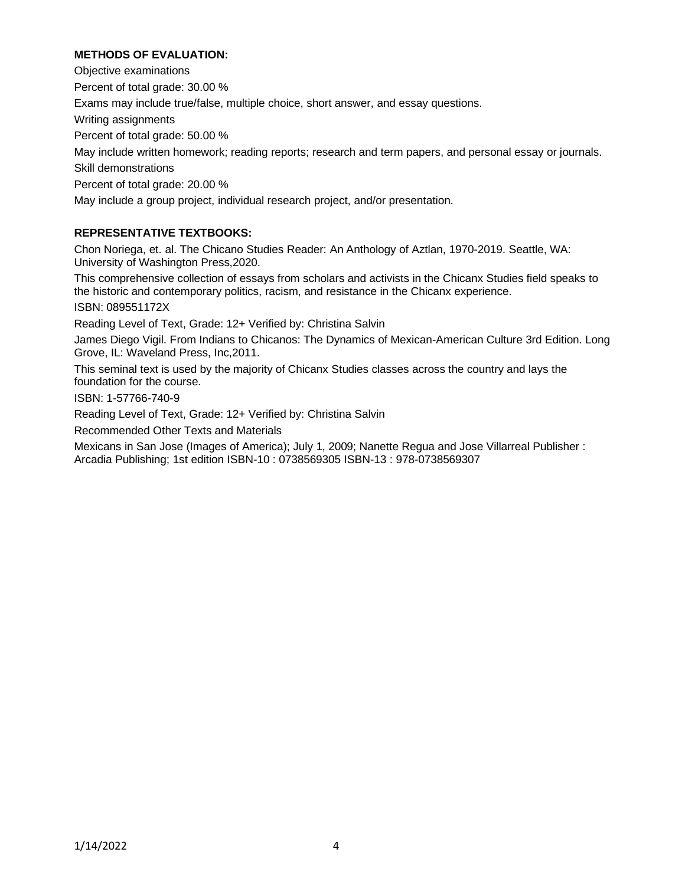### METHODS OF EVALUATION:

Objective examinations

Percent of total grade: 30.00 %

Exams may include true/false, multiple choice, short answer, and essay questions.

Writing assignments

Percent of total grade: 50.00 %

May include written homework; reading reports; research and term papers, and personal essay or journals.

Skill demonstrations

Percent of total grade: 20.00 %

May include a group project, individual research project, and/or presentation.

### REPRESENTATIVE TEXTBOOKS:

Chon Noriega, et. al. The Chicano Studies Reader: An Anthology of Aztlan, 1970-2019. Seattle, WA: University of Washington Press,2020.

This comprehensive collection of essays from scholars and activists in the Chicanx Studies field speaks to the historic and contemporary politics, racism, and resistance in the Chicanx experience.

ISBN: 089551172X

Reading Level of Text, Grade: 12+ Verified by: Christina Salvin

James Diego Vigil. From Indians to Chicanos: The Dynamics of Mexican-American Culture 3rd Edition. Long Grove, IL: Waveland Press, Inc,2011.

This seminal text is used by the majority of Chicanx Studies classes across the country and lays the foundation for the course.

ISBN: 1-57766-740-9

Reading Level of Text, Grade: 12+ Verified by: Christina Salvin

Recommended Other Texts and Materials

Mexicans in San Jose (Images of America); July 1, 2009; Nanette Regua and Jose Villarreal Publisher : Arcadia Publishing; 1st edition ISBN-10 : 0738569305 ISBN-13 : 978-0738569307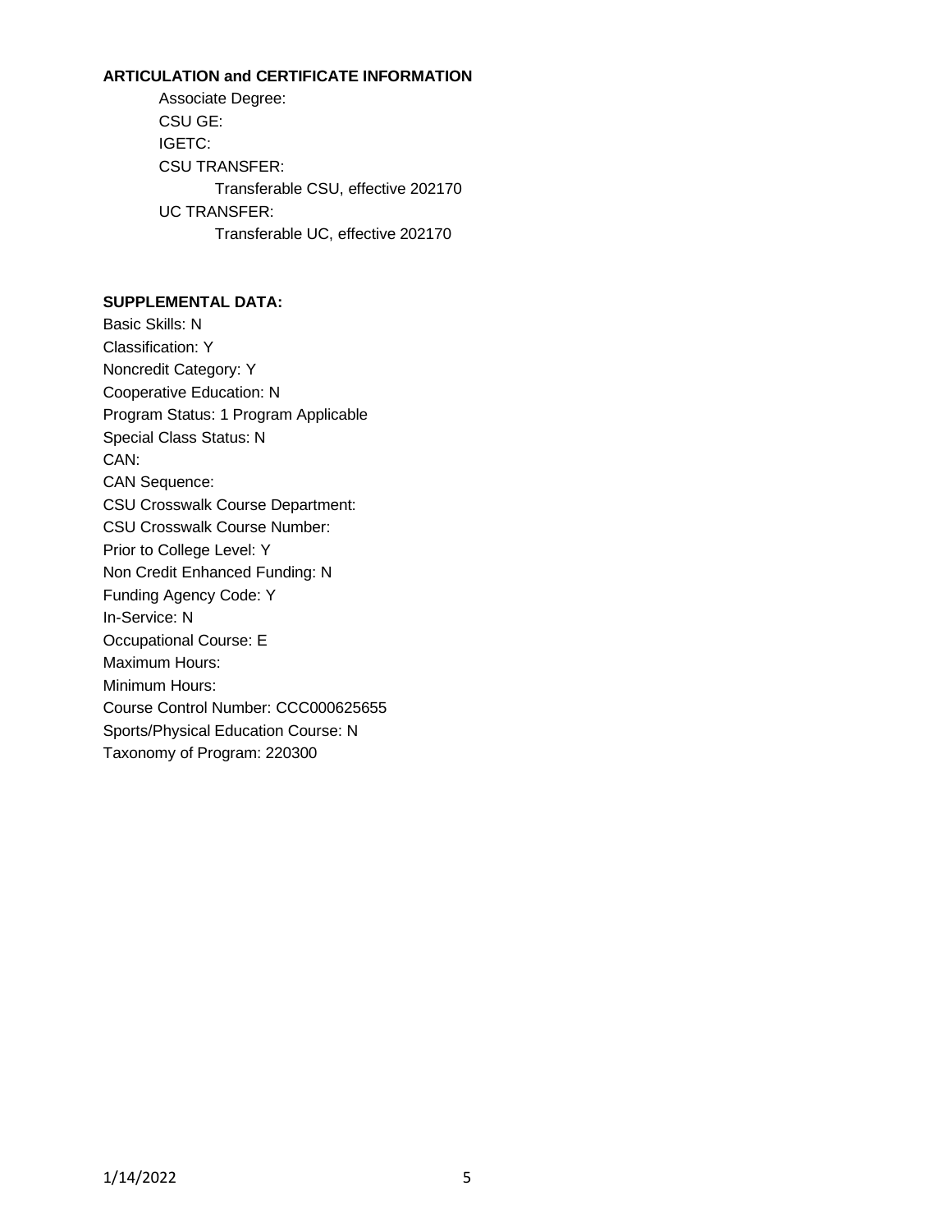**ARTICULATION and CERTIFICATE INFORMATION**

Associate Degree:
CSU GE:
IGETC:
CSU TRANSFER:
    Transferable CSU, effective 202170
UC TRANSFER:
    Transferable UC, effective 202170

**SUPPLEMENTAL DATA:**

Basic Skills: N
Classification: Y
Noncredit Category: Y
Cooperative Education: N
Program Status: 1 Program Applicable
Special Class Status: N
CAN:
CAN Sequence:
CSU Crosswalk Course Department:
CSU Crosswalk Course Number:
Prior to College Level: Y
Non Credit Enhanced Funding: N
Funding Agency Code: Y
In-Service: N
Occupational Course: E
Maximum Hours:
Minimum Hours:
Course Control Number: CCC000625655
Sports/Physical Education Course: N
Taxonomy of Program: 220300